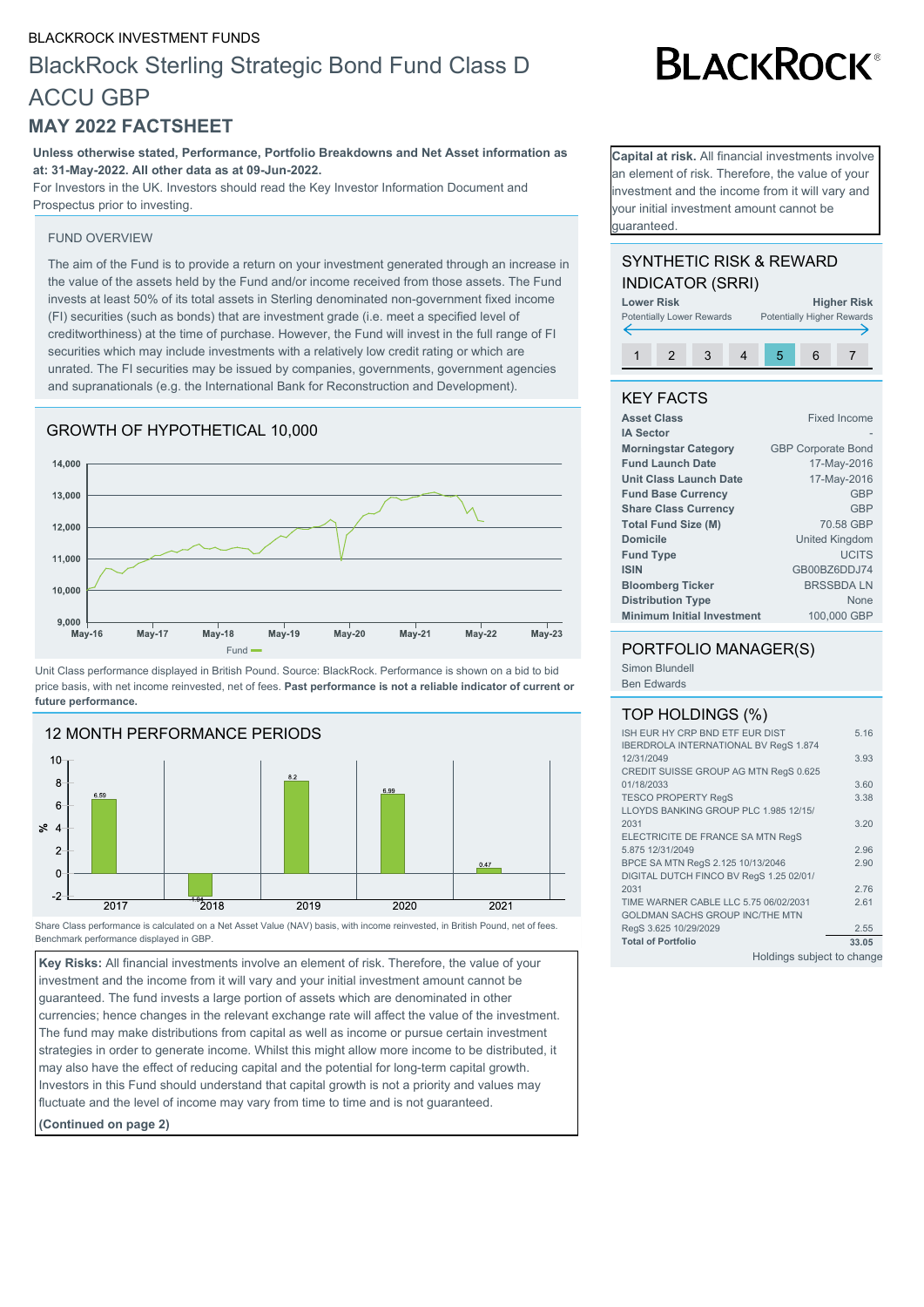BLACKROCK INVESTMENT FUNDS

# BlackRock Sterling Strategic Bond Fund Class D ACCU GBP

## MAY 2022 FACTSHEET

**Unless otherwise stated, Performance, Portfolio Breakdowns and Net Asset information as at: 31-May-2022. All other data as at 09-Jun-2022.**

For Investors in the UK. Investors should read the Key Investor Information Document and Prospectus prior to investing.

**Capital at risk.** All financial investments involve an element of risk. Therefore, the value of your investment and the income from it will vary and your initial investment amount cannot be guaranteed.

### FUND OVERVIEW

The aim of the Fund is to provide a return on your investment generated through an increase in the value of the assets held by the Fund and/or income received from those assets. The Fund invests at least 50% of its total assets in Sterling denominated non-government fixed income (FI) securities (such as bonds) that are investment grade (i.e. meet a specified level of creditworthiness) at the time of purchase. However, the Fund will invest in the full range of FI securities which may include investments with a relatively low credit rating or which are unrated. The FI securities may be issued by companies, governments, government agencies and supranationals (e.g. the International Bank for Reconstruction and Development).

### GROWTH OF HYPOTHETICAL 10,000

Unit Class performance displayed in British Pound. Source: BlackRock. Performance is shown on a bid to bid price basis, with net income reinvested, net of fees. **Past performance is not a reliable indicator of current or future performance.**

### 12 MONTH PERFORMANCE PERIODS

| | 2017 | 2018 | 2019 | 2020 | 2021 |
|---|---|---|---|---|---|
| Fund (%) | 6.59 | -1.94 | 8.2 | 6.99 | 0.47 |

Share Class performance is calculated on a Net Asset Value (NAV) basis, with income reinvested, in British Pound, net of fees. Benchmark performance displayed in GBP.

**Key Risks:** All financial investments involve an element of risk. Therefore, the value of your investment and the income from it will vary and your initial investment amount cannot be guaranteed. The fund invests a large portion of assets which are denominated in other currencies; hence changes in the relevant exchange rate will affect the value of the investment. The fund may make distributions from capital as well as income or pursue certain investment strategies in order to generate income. Whilst this might allow more income to be distributed, it may also have the effect of reducing capital and the potential for long-term capital growth. Investors in this Fund should understand that capital growth is not a priority and values may fluctuate and the level of income may vary from time to time and is not guaranteed.

**(Continued on page 2)**

### SYNTHETIC RISK & REWARD INDICATOR (SRRI)

**Lower Risk** — Potentially Lower Rewards | **Higher Risk** — Potentially Higher Rewards

1 | 2 | 3 | 4 | **5** | 6 | 7

### KEY FACTS

| | |
|---|---|
| **Asset Class** | Fixed Income |
| **IA Sector** | - |
| **Morningstar Category** | GBP Corporate Bond |
| **Fund Launch Date** | 17-May-2016 |
| **Unit Class Launch Date** | 17-May-2016 |
| **Fund Base Currency** | GBP |
| **Share Class Currency** | GBP |
| **Total Fund Size (M)** | 70.58 GBP |
| **Domicile** | United Kingdom |
| **Fund Type** | UCITS |
| **ISIN** | GB00BZ6DDJ74 |
| **Bloomberg Ticker** | BRSSBDA LN |
| **Distribution Type** | None |
| **Minimum Initial Investment** | 100,000 GBP |

### PORTFOLIO MANAGER(S)

Simon Blundell
Ben Edwards

### TOP HOLDINGS (%)

| | |
|---|---|
| ISH EUR HY CRP BND ETF EUR DIST | 5.16 |
| IBERDROLA INTERNATIONAL BV RegS 1.874 12/31/2049 | 3.93 |
| CREDIT SUISSE GROUP AG MTN RegS 0.625 01/18/2033 | 3.60 |
| TESCO PROPERTY RegS | 3.38 |
| LLOYDS BANKING GROUP PLC 1.985 12/15/2031 | 3.20 |
| ELECTRICITE DE FRANCE SA MTN RegS 5.875 12/31/2049 | 2.96 |
| BPCE SA MTN RegS 2.125 10/13/2046 | 2.90 |
| DIGITAL DUTCH FINCO BV RegS 1.25 02/01/2031 | 2.76 |
| TIME WARNER CABLE LLC 5.75 06/02/2031 | 2.61 |
| GOLDMAN SACHS GROUP INC/THE MTN RegS 3.625 10/29/2029 | 2.55 |
| **Total of Portfolio** | **33.05** |

Holdings subject to change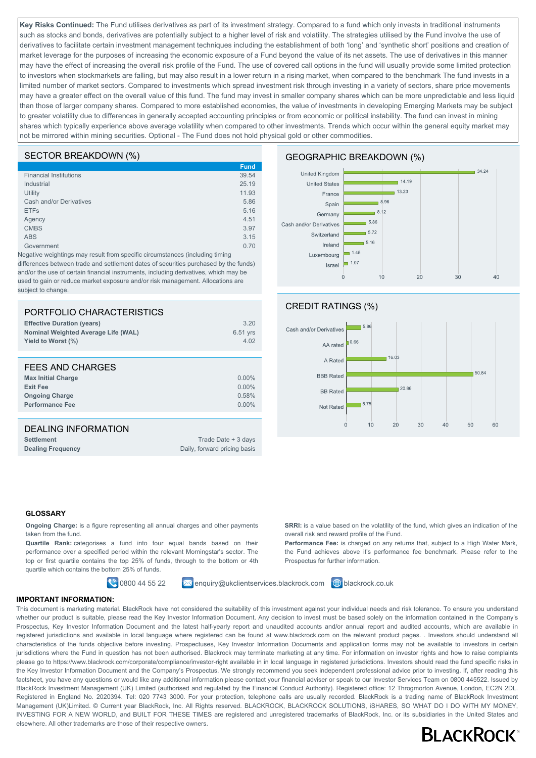**Key Risks Continued:** The Fund utilises derivatives as part of its investment strategy. Compared to a fund which only invests in traditional instruments such as stocks and bonds, derivatives are potentially subject to a higher level of risk and volatility. The strategies utilised by the Fund involve the use of derivatives to facilitate certain investment management techniques including the establishment of both 'long' and 'synthetic short' positions and creation of market leverage for the purposes of increasing the economic exposure of a Fund beyond the value of its net assets. The use of derivatives in this manner may have the effect of increasing the overall risk profile of the Fund. The use of covered call options in the fund will usually provide some limited protection to investors when stockmarkets are falling, but may also result in a lower return in a rising market, when compared to the benchmark The fund invests in a limited number of market sectors. Compared to investments which spread investment risk through investing in a variety of sectors, share price movements may have a greater effect on the overall value of this fund. The fund may invest in smaller company shares which can be more unpredictable and less liquid than those of larger company shares. Compared to more established economies, the value of investments in developing Emerging Markets may be subject to greater volatility due to differences in generally accepted accounting principles or from economic or political instability. The fund can invest in mining shares which typically experience above average volatility when compared to other investments. Trends which occur within the general equity market may not be mirrored within mining securities. Optional - The Fund does not hold physical gold or other commodities.

## SECTOR BREAKDOWN (%)

| | Fund |
|---|---|
| Financial Institutions | 39.54 |
| Industrial | 25.19 |
| Utility | 11.93 |
| Cash and/or Derivatives | 5.86 |
| ETFs | 5.16 |
| Agency | 4.51 |
| CMBS | 3.97 |
| ABS | 3.15 |
| Government | 0.70 |

Negative weightings may result from specific circumstances (including timing differences between trade and settlement dates of securities purchased by the funds) and/or the use of certain financial instruments, including derivatives, which may be used to gain or reduce market exposure and/or risk management. Allocations are subject to change.

## GEOGRAPHIC BREAKDOWN (%)

| Country | % |
|---|---|
| United Kingdom | 34.24 |
| United States | 14.19 |
| France | 13.23 |
| Spain | 8.96 |
| Germany | 8.12 |
| Cash and/or Derivatives | 5.86 |
| Switzerland | 5.72 |
| Ireland | 5.16 |
| Luxembourg | 1.45 |
| Israel | 1.07 |

## PORTFOLIO CHARACTERISTICS

| | |
|---|---|
| **Effective Duration (years)** | 3.20 |
| **Nominal Weighted Average Life (WAL)** | 6.51 yrs |
| **Yield to Worst (%)** | 4.02 |

## CREDIT RATINGS (%)

| Rating | % |
|---|---|
| Cash and/or Derivatives | 5.86 |
| AA rated | 0.66 |
| A Rated | 16.03 |
| BBB Rated | 50.84 |
| BB Rated | 20.86 |
| Not Rated | 5.75 |

## FEES AND CHARGES

| | |
|---|---|
| **Max Initial Charge** | 0.00% |
| **Exit Fee** | 0.00% |
| **Ongoing Charge** | 0.58% |
| **Performance Fee** | 0.00% |

## DEALING INFORMATION

| | |
|---|---|
| **Settlement** | Trade Date + 3 days |
| **Dealing Frequency** | Daily, forward pricing basis |

### GLOSSARY

**Ongoing Charge:** is a figure representing all annual charges and other payments taken from the fund.

**Quartile Rank:** categorises a fund into four equal bands based on their performance over a specified period within the relevant Morningstar's sector. The top or first quartile contains the top 25% of funds, through to the bottom or 4th quartile which contains the bottom 25% of funds.

**SRRI:** is a value based on the volatility of the fund, which gives an indication of the overall risk and reward profile of the Fund.

**Performance Fee:** is charged on any returns that, subject to a High Water Mark, the Fund achieves above it's performance fee benchmark. Please refer to the Prospectus for further information.

0800 44 55 22 | enquiry@ukclientservices.blackrock.com | blackrock.co.uk

### IMPORTANT INFORMATION:

This document is marketing material. BlackRock have not considered the suitability of this investment against your individual needs and risk tolerance. To ensure you understand whether our product is suitable, please read the Key Investor Information Document. Any decision to invest must be based solely on the information contained in the Company's Prospectus, Key Investor Information Document and the latest half-yearly report and unaudited accounts and/or annual report and audited accounts, which are available in registered jurisdictions and available in local language where registered can be found at www.blackrock.com on the relevant product pages. . Investors should understand all characteristics of the funds objective before investing. Prospectuses, Key Investor Information Documents and application forms may not be available to investors in certain jurisdictions where the Fund in question has not been authorised. Blackrock may terminate marketing at any time. For information on investor rights and how to raise complaints please go to https://www.blackrock.com/corporate/compliance/investor-right available in in local language in registered jurisdictions. Investors should read the fund specific risks in the Key Investor Information Document and the Company's Prospectus. We strongly recommend you seek independent professional advice prior to investing. If, after reading this factsheet, you have any questions or would like any additional information please contact your financial adviser or speak to our Investor Services Team on 0800 445522. Issued by BlackRock Investment Management (UK) Limited (authorised and regulated by the Financial Conduct Authority). Registered office: 12 Throgmorton Avenue, London, EC2N 2DL. Registered in England No. 2020394. Tel: 020 7743 3000. For your protection, telephone calls are usually recorded. BlackRock is a trading name of BlackRock Investment Management (UK)Limited. © Current year BlackRock, Inc. All Rights reserved. BLACKROCK, BLACKROCK SOLUTIONS, iSHARES, SO WHAT DO I DO WITH MY MONEY, INVESTING FOR A NEW WORLD, and BUILT FOR THESE TIMES are registered and unregistered trademarks of BlackRock, Inc. or its subsidiaries in the United States and elsewhere. All other trademarks are those of their respective owners.

BLACKROCK®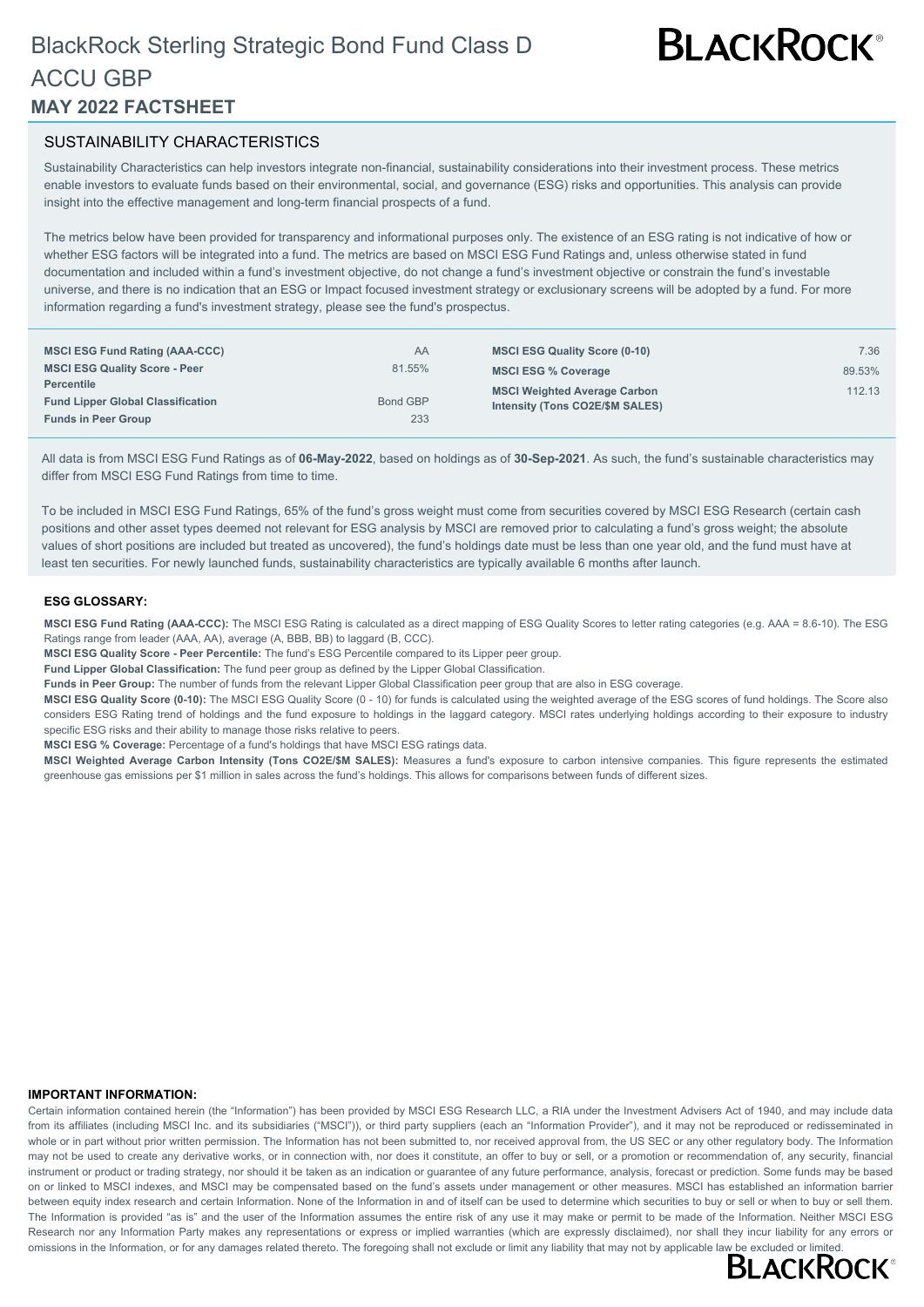# BlackRock Sterling Strategic Bond Fund Class D ACCU GBP

## MAY 2022 FACTSHEET

### SUSTAINABILITY CHARACTERISTICS

Sustainability Characteristics can help investors integrate non-financial, sustainability considerations into their investment process. These metrics enable investors to evaluate funds based on their environmental, social, and governance (ESG) risks and opportunities. This analysis can provide insight into the effective management and long-term financial prospects of a fund.

The metrics below have been provided for transparency and informational purposes only. The existence of an ESG rating is not indicative of how or whether ESG factors will be integrated into a fund. The metrics are based on MSCI ESG Fund Ratings and, unless otherwise stated in fund documentation and included within a fund's investment objective, do not change a fund's investment objective or constrain the fund's investable universe, and there is no indication that an ESG or Impact focused investment strategy or exclusionary screens will be adopted by a fund. For more information regarding a fund's investment strategy, please see the fund's prospectus.

| | | | |
|---|---|---|---|
| **MSCI ESG Fund Rating (AAA-CCC)** | AA | **MSCI ESG Quality Score (0-10)** | 7.36 |
| **MSCI ESG Quality Score - Peer Percentile** | 81.55% | **MSCI ESG % Coverage** | 89.53% |
| **Fund Lipper Global Classification** | Bond GBP | **MSCI Weighted Average Carbon Intensity (Tons CO2E/$M SALES)** | 112.13 |
| **Funds in Peer Group** | 233 | | |

All data is from MSCI ESG Fund Ratings as of **06-May-2022**, based on holdings as of **30-Sep-2021**. As such, the fund's sustainable characteristics may differ from MSCI ESG Fund Ratings from time to time.

To be included in MSCI ESG Fund Ratings, 65% of the fund's gross weight must come from securities covered by MSCI ESG Research (certain cash positions and other asset types deemed not relevant for ESG analysis by MSCI are removed prior to calculating a fund's gross weight; the absolute values of short positions are included but treated as uncovered), the fund's holdings date must be less than one year old, and the fund must have at least ten securities. For newly launched funds, sustainability characteristics are typically available 6 months after launch.

### ESG GLOSSARY:

**MSCI ESG Fund Rating (AAA-CCC):** The MSCI ESG Rating is calculated as a direct mapping of ESG Quality Scores to letter rating categories (e.g. AAA = 8.6-10). The ESG Ratings range from leader (AAA, AA), average (A, BBB, BB) to laggard (B, CCC).

**MSCI ESG Quality Score - Peer Percentile:** The fund's ESG Percentile compared to its Lipper peer group.

**Fund Lipper Global Classification:** The fund peer group as defined by the Lipper Global Classification.

**Funds in Peer Group:** The number of funds from the relevant Lipper Global Classification peer group that are also in ESG coverage.

**MSCI ESG Quality Score (0-10):** The MSCI ESG Quality Score (0 - 10) for funds is calculated using the weighted average of the ESG scores of fund holdings. The Score also considers ESG Rating trend of holdings and the fund exposure to holdings in the laggard category. MSCI rates underlying holdings according to their exposure to industry specific ESG risks and their ability to manage those risks relative to peers.

**MSCI ESG % Coverage:** Percentage of a fund's holdings that have MSCI ESG ratings data.

**MSCI Weighted Average Carbon Intensity (Tons CO2E/$M SALES):** Measures a fund's exposure to carbon intensive companies. This figure represents the estimated greenhouse gas emissions per $1 million in sales across the fund's holdings. This allows for comparisons between funds of different sizes.

### IMPORTANT INFORMATION:

Certain information contained herein (the "Information") has been provided by MSCI ESG Research LLC, a RIA under the Investment Advisers Act of 1940, and may include data from its affiliates (including MSCI Inc. and its subsidiaries ("MSCI")), or third party suppliers (each an "Information Provider"), and it may not be reproduced or redisseminated in whole or in part without prior written permission. The Information has not been submitted to, nor received approval from, the US SEC or any other regulatory body. The Information may not be used to create any derivative works, or in connection with, nor does it constitute, an offer to buy or sell, or a promotion or recommendation of, any security, financial instrument or product or trading strategy, nor should it be taken as an indication or guarantee of any future performance, analysis, forecast or prediction. Some funds may be based on or linked to MSCI indexes, and MSCI may be compensated based on the fund's assets under management or other measures. MSCI has established an information barrier between equity index research and certain Information. None of the Information in and of itself can be used to determine which securities to buy or sell or when to buy or sell them. The Information is provided "as is" and the user of the Information assumes the entire risk of any use it may make or permit to be made of the Information. Neither MSCI ESG Research nor any Information Party makes any representations or express or implied warranties (which are expressly disclaimed), nor shall they incur liability for any errors or omissions in the Information, or for any damages related thereto. The foregoing shall not exclude or limit any liability that may not by applicable law be excluded or limited.